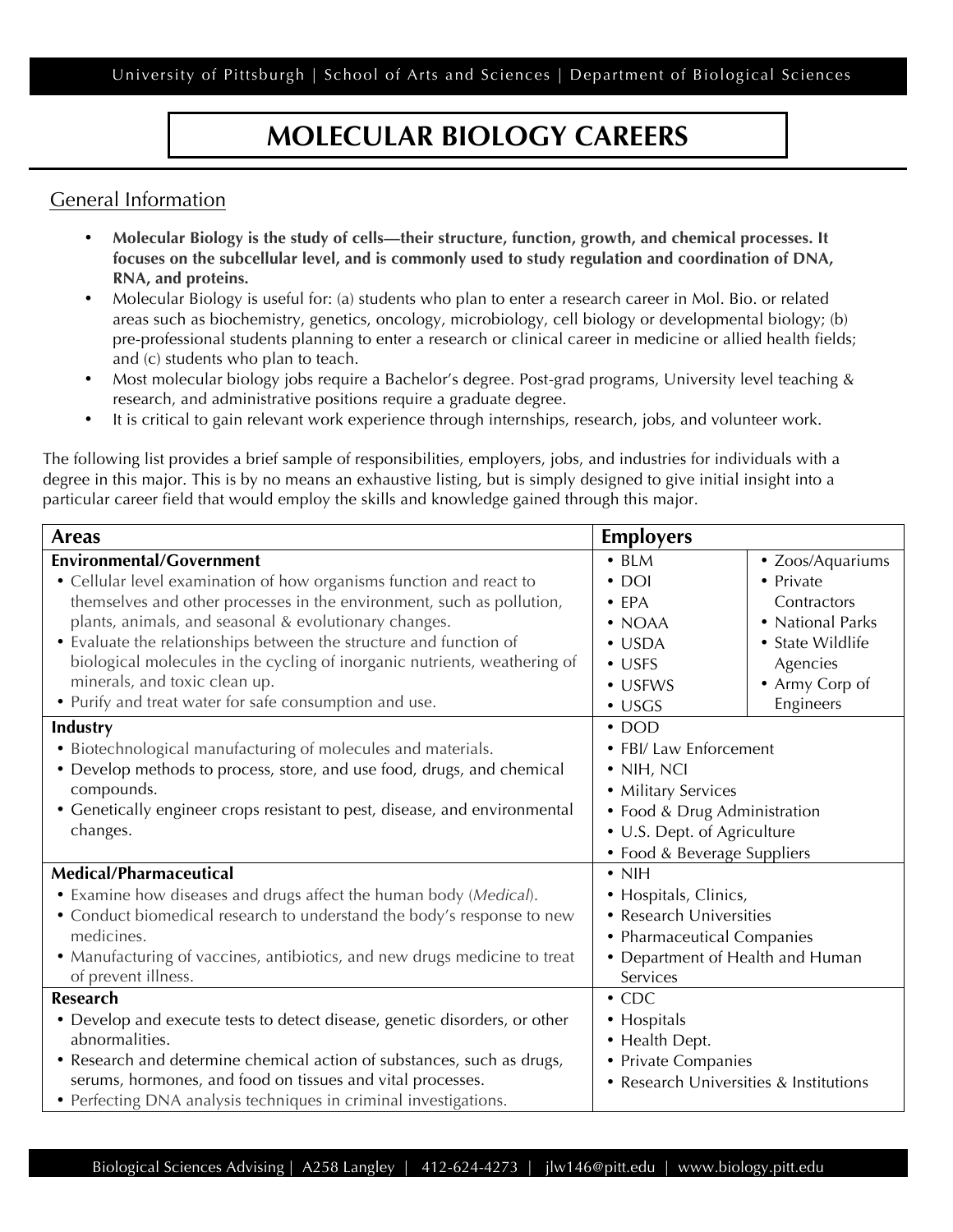# MOLECULAR BIOLOGY CAREERS

## General Information

- **Molecular Biology is the study of cells—their structure, function, growth, and chemical processes. It focuses on the subcellular level, and is commonly used to study regulation and coordination of DNA, RNA, and proteins.**
- Molecular Biology is useful for: (a) students who plan to enter a research career in Mol. Bio. or related areas such as biochemistry, genetics, oncology, microbiology, cell biology or developmental biology; (b) pre-professional students planning to enter a research or clinical career in medicine or allied health fields; and (c) students who plan to teach.
- Most molecular biology jobs require a Bachelor's degree. Post-grad programs, University level teaching & research, and administrative positions require a graduate degree.
- It is critical to gain relevant work experience through internships, research, jobs, and volunteer work.

The following list provides a brief sample of responsibilities, employers, jobs, and industries for individuals with a degree in this major. This is by no means an exhaustive listing, but is simply designed to give initial insight into a particular career field that would employ the skills and knowledge gained through this major.

| Areas | Employers | |
|---|---|---|
| **Environmental/Government**<br>• Cellular level examination of how organisms function and react to themselves and other processes in the environment, such as pollution, plants, animals, and seasonal & evolutionary changes.<br>• Evaluate the relationships between the structure and function of biological molecules in the cycling of inorganic nutrients, weathering of minerals, and toxic clean up.<br>• Purify and treat water for safe consumption and use. | • BLM<br>• DOI<br>• EPA<br>• NOAA<br>• USDA<br>• USFS<br>• USFWS<br>• USGS | • Zoos/Aquariums<br>• Private Contractors<br>• National Parks<br>• State Wildlife Agencies<br>• Army Corp of Engineers |
| **Industry**<br>• Biotechnological manufacturing of molecules and materials.<br>• Develop methods to process, store, and use food, drugs, and chemical compounds.<br>• Genetically engineer crops resistant to pest, disease, and environmental changes. | • DOD<br>• FBI/ Law Enforcement<br>• NIH, NCI<br>• Military Services<br>• Food & Drug Administration<br>• U.S. Dept. of Agriculture<br>• Food & Beverage Suppliers | |
| **Medical/Pharmaceutical**<br>• Examine how diseases and drugs affect the human body (*Medical*).<br>• Conduct biomedical research to understand the body's response to new medicines.<br>• Manufacturing of vaccines, antibiotics, and new drugs medicine to treat of prevent illness. | • NIH<br>• Hospitals, Clinics,<br>• Research Universities<br>• Pharmaceutical Companies<br>• Department of Health and Human Services | |
| **Research**<br>• Develop and execute tests to detect disease, genetic disorders, or other abnormalities.<br>• Research and determine chemical action of substances, such as drugs, serums, hormones, and food on tissues and vital processes.<br>• Perfecting DNA analysis techniques in criminal investigations. | • CDC<br>• Hospitals<br>• Health Dept.<br>• Private Companies<br>• Research Universities & Institutions | |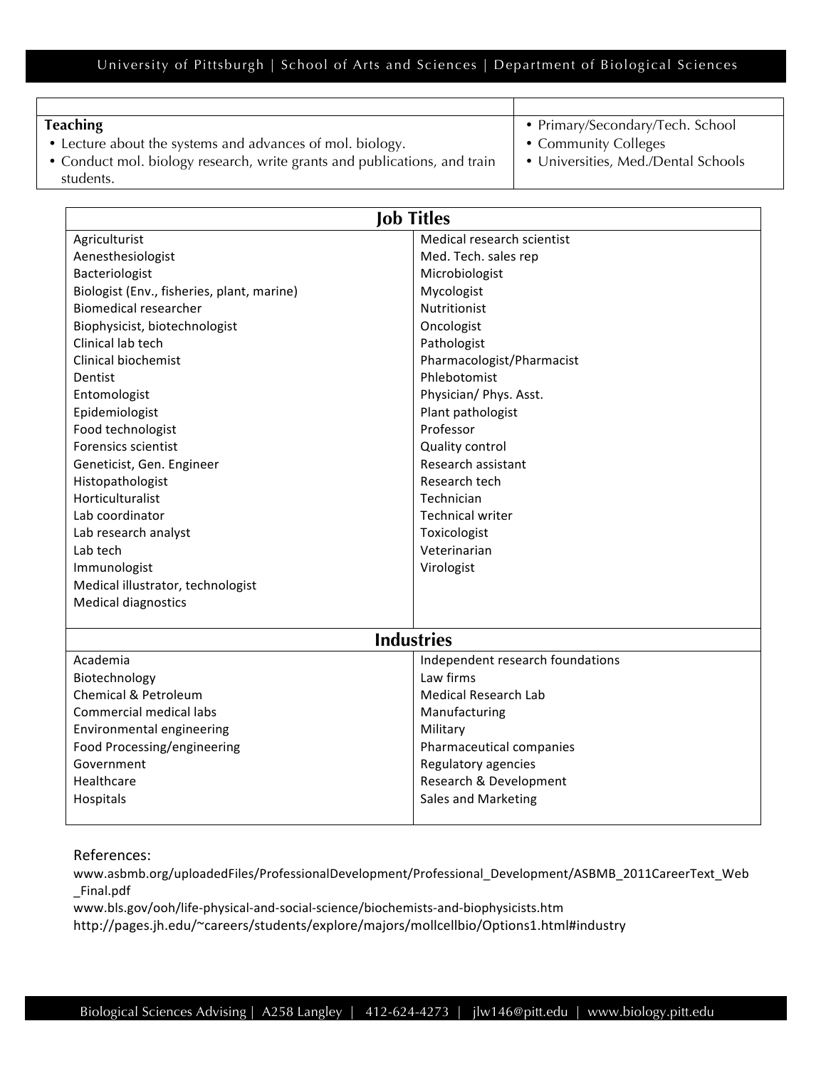| | |
|---|---|
| **Teaching**<br>• Lecture about the systems and advances of mol. biology.<br>• Conduct mol. biology research, write grants and publications, and train students. | • Primary/Secondary/Tech. School<br>• Community Colleges<br>• Universities, Med./Dental Schools |

| Job Titles | |
|---|---|
| Agriculturist | Medical research scientist |
| Aenesthesiologist | Med. Tech. sales rep |
| Bacteriologist | Microbiologist |
| Biologist (Env., fisheries, plant, marine) | Mycologist |
| Biomedical researcher | Nutritionist |
| Biophysicist, biotechnologist | Oncologist |
| Clinical lab tech | Pathologist |
| Clinical biochemist | Pharmacologist/Pharmacist |
| Dentist | Phlebotomist |
| Entomologist | Physician/ Phys. Asst. |
| Epidemiologist | Plant pathologist |
| Food technologist | Professor |
| Forensics scientist | Quality control |
| Geneticist, Gen. Engineer | Research assistant |
| Histopathologist | Research tech |
| Horticulturalist | Technician |
| Lab coordinator | Technical writer |
| Lab research analyst | Toxicologist |
| Lab tech | Veterinarian |
| Immunologist | Virologist |
| Medical illustrator, technologist | |
| Medical diagnostics | |

| Industries | |
|---|---|
| Academia | Independent research foundations |
| Biotechnology | Law firms |
| Chemical & Petroleum | Medical Research Lab |
| Commercial medical labs | Manufacturing |
| Environmental engineering | Military |
| Food Processing/engineering | Pharmaceutical companies |
| Government | Regulatory agencies |
| Healthcare | Research & Development |
| Hospitals | Sales and Marketing |

References:

www.asbmb.org/uploadedFiles/ProfessionalDevelopment/Professional_Development/ASBMB_2011CareerText_Web_Final.pdf

www.bls.gov/ooh/life-physical-and-social-science/biochemists-and-biophysicists.htm

http://pages.jh.edu/~careers/students/explore/majors/mollcellbio/Options1.html#industry